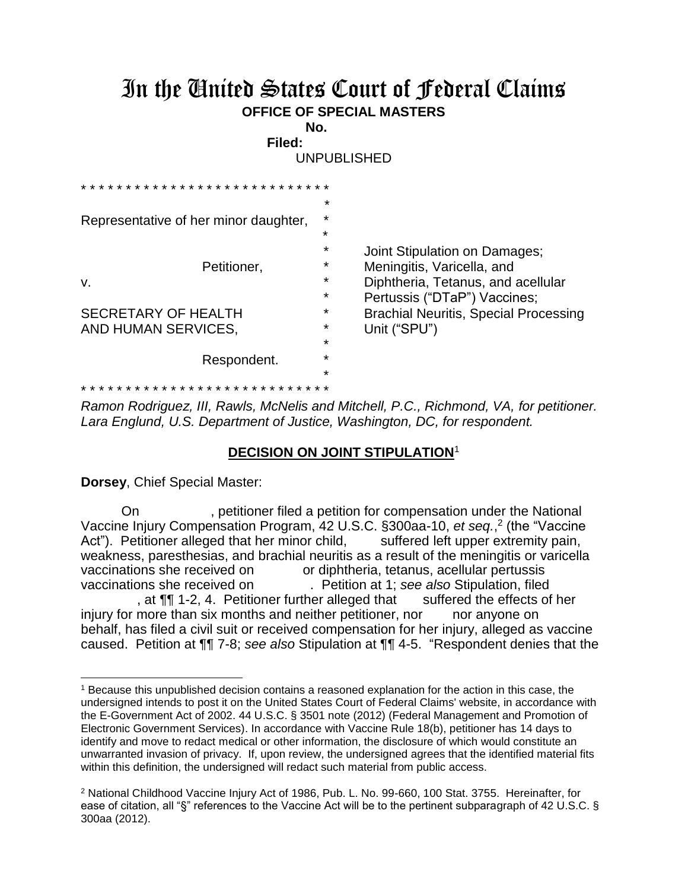# In the United States Court of Federal Claims

**OFFICE OF SPECIAL MASTERS**

**No.**

**Filed:**

UNPUBLISHED

| | |
|---|---|
| Representative of her minor daughter, | |
| Petitioner, | Joint Stipulation on Damages; |
| v. | Meningitis, Varicella, and |
| | Diphtheria, Tetanus, and acellular |
| | Pertussis ("DTaP") Vaccines; |
| SECRETARY OF HEALTH AND HUMAN SERVICES, | Brachial Neuritis, Special Processing Unit ("SPU") |
| Respondent. | |

*Ramon Rodriguez, III, Rawls, McNelis and Mitchell, P.C., Richmond, VA, for petitioner.*
*Lara Englund, U.S. Department of Justice, Washington, DC, for respondent.*

## DECISION ON JOINT STIPULATION[1]

**Dorsey**, Chief Special Master:

On , petitioner filed a petition for compensation under the National Vaccine Injury Compensation Program, 42 U.S.C. §300aa-10, *et seq.*,[2] (the "Vaccine Act"). Petitioner alleged that her minor child, suffered left upper extremity pain, weakness, paresthesias, and brachial neuritis as a result of the meningitis or varicella vaccinations she received on or diphtheria, tetanus, acellular pertussis vaccinations she received on . Petition at 1; *see also* Stipulation, filed , at ¶¶ 1-2, 4. Petitioner further alleged that suffered the effects of her injury for more than six months and neither petitioner, nor nor anyone on behalf, has filed a civil suit or received compensation for her injury, alleged as vaccine caused. Petition at ¶¶ 7-8; *see also* Stipulation at ¶¶ 4-5. "Respondent denies that the

---

[1] Because this unpublished decision contains a reasoned explanation for the action in this case, the undersigned intends to post it on the United States Court of Federal Claims' website, in accordance with the E-Government Act of 2002. 44 U.S.C. § 3501 note (2012) (Federal Management and Promotion of Electronic Government Services). In accordance with Vaccine Rule 18(b), petitioner has 14 days to identify and move to redact medical or other information, the disclosure of which would constitute an unwarranted invasion of privacy. If, upon review, the undersigned agrees that the identified material fits within this definition, the undersigned will redact such material from public access.

[2] National Childhood Vaccine Injury Act of 1986, Pub. L. No. 99-660, 100 Stat. 3755. Hereinafter, for ease of citation, all "§" references to the Vaccine Act will be to the pertinent subparagraph of 42 U.S.C. § 300aa (2012).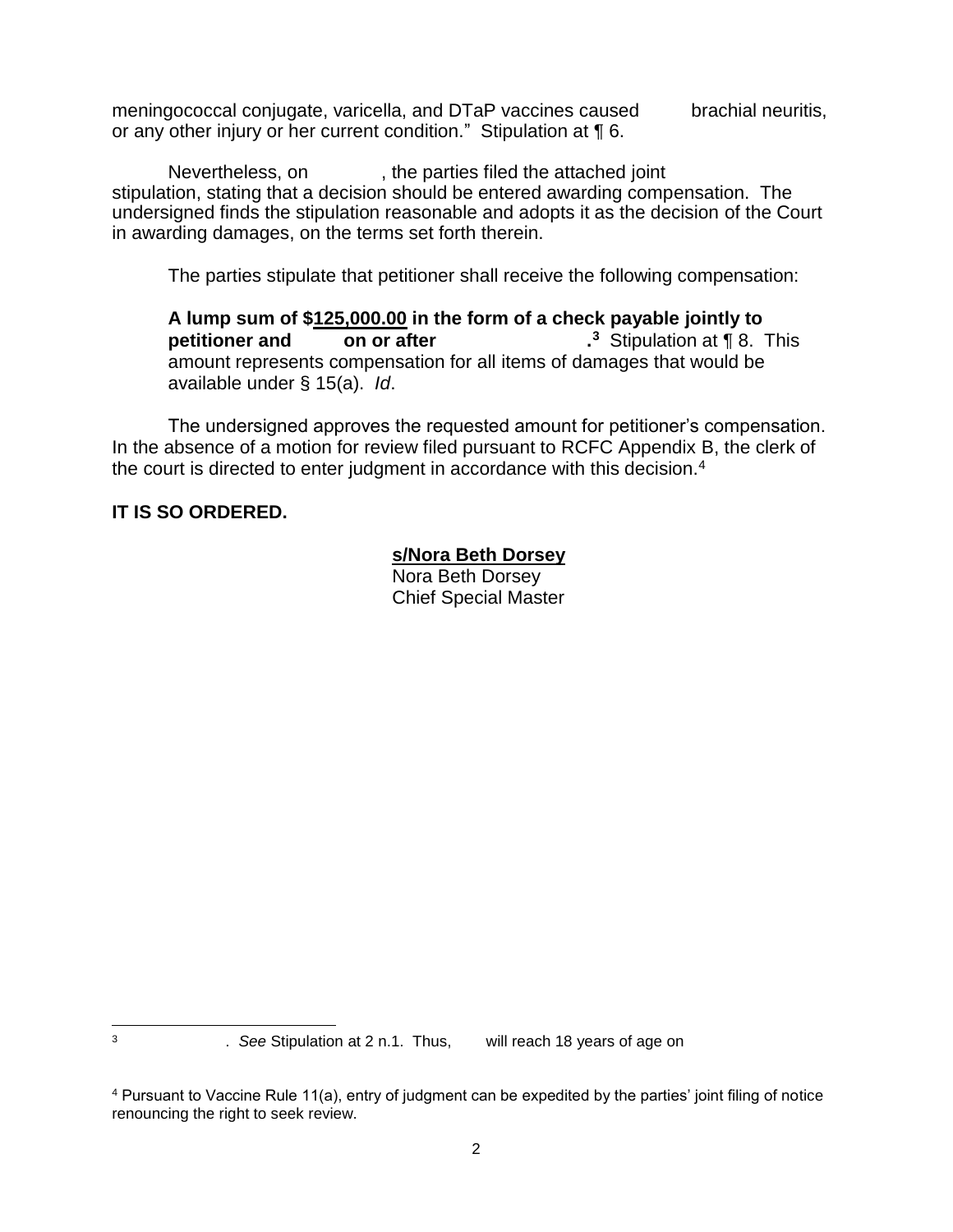meningococcal conjugate, varicella, and DTaP vaccines caused brachial neuritis, or any other injury or her current condition." Stipulation at ¶ 6.

Nevertheless, on , the parties filed the attached joint stipulation, stating that a decision should be entered awarding compensation. The undersigned finds the stipulation reasonable and adopts it as the decision of the Court in awarding damages, on the terms set forth therein.

The parties stipulate that petitioner shall receive the following compensation:

> **A lump sum of $<u>125,000.00</u> in the form of a check payable jointly to petitioner and on or after .**[3] Stipulation at ¶ 8. This amount represents compensation for all items of damages that would be available under § 15(a). *Id*.

The undersigned approves the requested amount for petitioner's compensation. In the absence of a motion for review filed pursuant to RCFC Appendix B, the clerk of the court is directed to enter judgment in accordance with this decision.[4]

**IT IS SO ORDERED.**

**<u>s/Nora Beth Dorsey</u>**
Nora Beth Dorsey
Chief Special Master

---

[3] . *See* Stipulation at 2 n.1. Thus, will reach 18 years of age on

[4] Pursuant to Vaccine Rule 11(a), entry of judgment can be expedited by the parties' joint filing of notice renouncing the right to seek review.